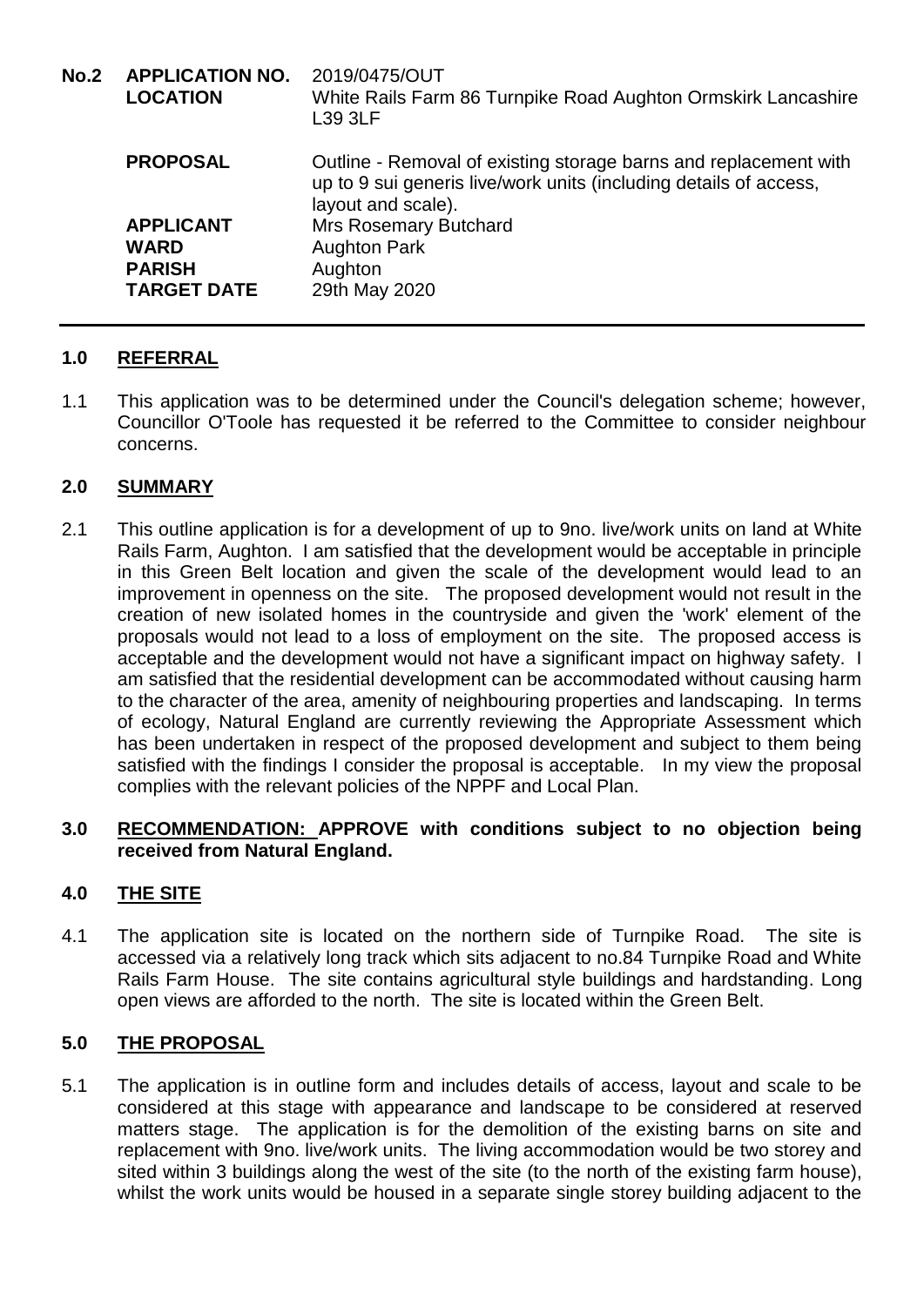| **No.2** | **APPLICATION NO.** | 2019/0475/OUT |
|---|---|---|
| | **LOCATION** | White Rails Farm 86 Turnpike Road Aughton Ormskirk Lancashire L39 3LF |
| | **PROPOSAL** | Outline - Removal of existing storage barns and replacement with up to 9 sui generis live/work units (including details of access, layout and scale). |
| | **APPLICANT** | Mrs Rosemary Butchard |
| | **WARD** | Aughton Park |
| | **PARISH** | Aughton |
| | **TARGET DATE** | 29th May 2020 |

## 1.0 REFERRAL

1.1 This application was to be determined under the Council's delegation scheme; however, Councillor O'Toole has requested it be referred to the Committee to consider neighbour concerns.

## 2.0 SUMMARY

2.1 This outline application is for a development of up to 9no. live/work units on land at White Rails Farm, Aughton. I am satisfied that the development would be acceptable in principle in this Green Belt location and given the scale of the development would lead to an improvement in openness on the site. The proposed development would not result in the creation of new isolated homes in the countryside and given the 'work' element of the proposals would not lead to a loss of employment on the site. The proposed access is acceptable and the development would not have a significant impact on highway safety. I am satisfied that the residential development can be accommodated without causing harm to the character of the area, amenity of neighbouring properties and landscaping. In terms of ecology, Natural England are currently reviewing the Appropriate Assessment which has been undertaken in respect of the proposed development and subject to them being satisfied with the findings I consider the proposal is acceptable. In my view the proposal complies with the relevant policies of the NPPF and Local Plan.

## 3.0 RECOMMENDATION: APPROVE with conditions subject to no objection being received from Natural England.

## 4.0 THE SITE

4.1 The application site is located on the northern side of Turnpike Road. The site is accessed via a relatively long track which sits adjacent to no.84 Turnpike Road and White Rails Farm House. The site contains agricultural style buildings and hardstanding. Long open views are afforded to the north. The site is located within the Green Belt.

## 5.0 THE PROPOSAL

5.1 The application is in outline form and includes details of access, layout and scale to be considered at this stage with appearance and landscape to be considered at reserved matters stage. The application is for the demolition of the existing barns on site and replacement with 9no. live/work units. The living accommodation would be two storey and sited within 3 buildings along the west of the site (to the north of the existing farm house), whilst the work units would be housed in a separate single storey building adjacent to the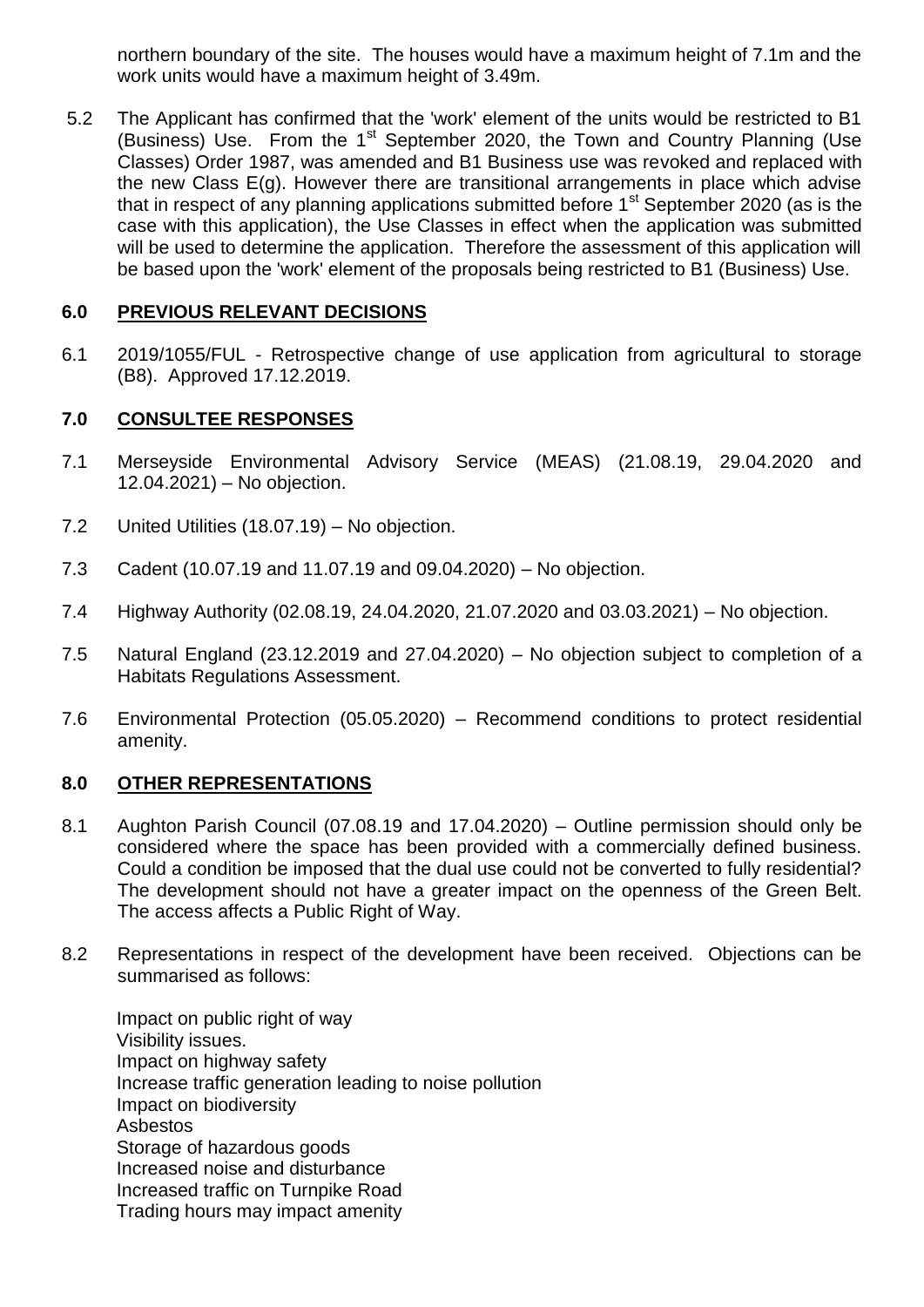northern boundary of the site. The houses would have a maximum height of 7.1m and the work units would have a maximum height of 3.49m.

5.2 The Applicant has confirmed that the 'work' element of the units would be restricted to B1 (Business) Use. From the 1st September 2020, the Town and Country Planning (Use Classes) Order 1987, was amended and B1 Business use was revoked and replaced with the new Class E(g). However there are transitional arrangements in place which advise that in respect of any planning applications submitted before 1st September 2020 (as is the case with this application), the Use Classes in effect when the application was submitted will be used to determine the application. Therefore the assessment of this application will be based upon the 'work' element of the proposals being restricted to B1 (Business) Use.

## 6.0 PREVIOUS RELEVANT DECISIONS

6.1 2019/1055/FUL - Retrospective change of use application from agricultural to storage (B8). Approved 17.12.2019.

## 7.0 CONSULTEE RESPONSES

7.1 Merseyside Environmental Advisory Service (MEAS) (21.08.19, 29.04.2020 and 12.04.2021) – No objection.

7.2 United Utilities (18.07.19) – No objection.

7.3 Cadent (10.07.19 and 11.07.19 and 09.04.2020) – No objection.

7.4 Highway Authority (02.08.19, 24.04.2020, 21.07.2020 and 03.03.2021) – No objection.

7.5 Natural England (23.12.2019 and 27.04.2020) – No objection subject to completion of a Habitats Regulations Assessment.

7.6 Environmental Protection (05.05.2020) – Recommend conditions to protect residential amenity.

## 8.0 OTHER REPRESENTATIONS

8.1 Aughton Parish Council (07.08.19 and 17.04.2020) – Outline permission should only be considered where the space has been provided with a commercially defined business. Could a condition be imposed that the dual use could not be converted to fully residential? The development should not have a greater impact on the openness of the Green Belt. The access affects a Public Right of Way.

8.2 Representations in respect of the development have been received. Objections can be summarised as follows:

Impact on public right of way
Visibility issues.
Impact on highway safety
Increase traffic generation leading to noise pollution
Impact on biodiversity
Asbestos
Storage of hazardous goods
Increased noise and disturbance
Increased traffic on Turnpike Road
Trading hours may impact amenity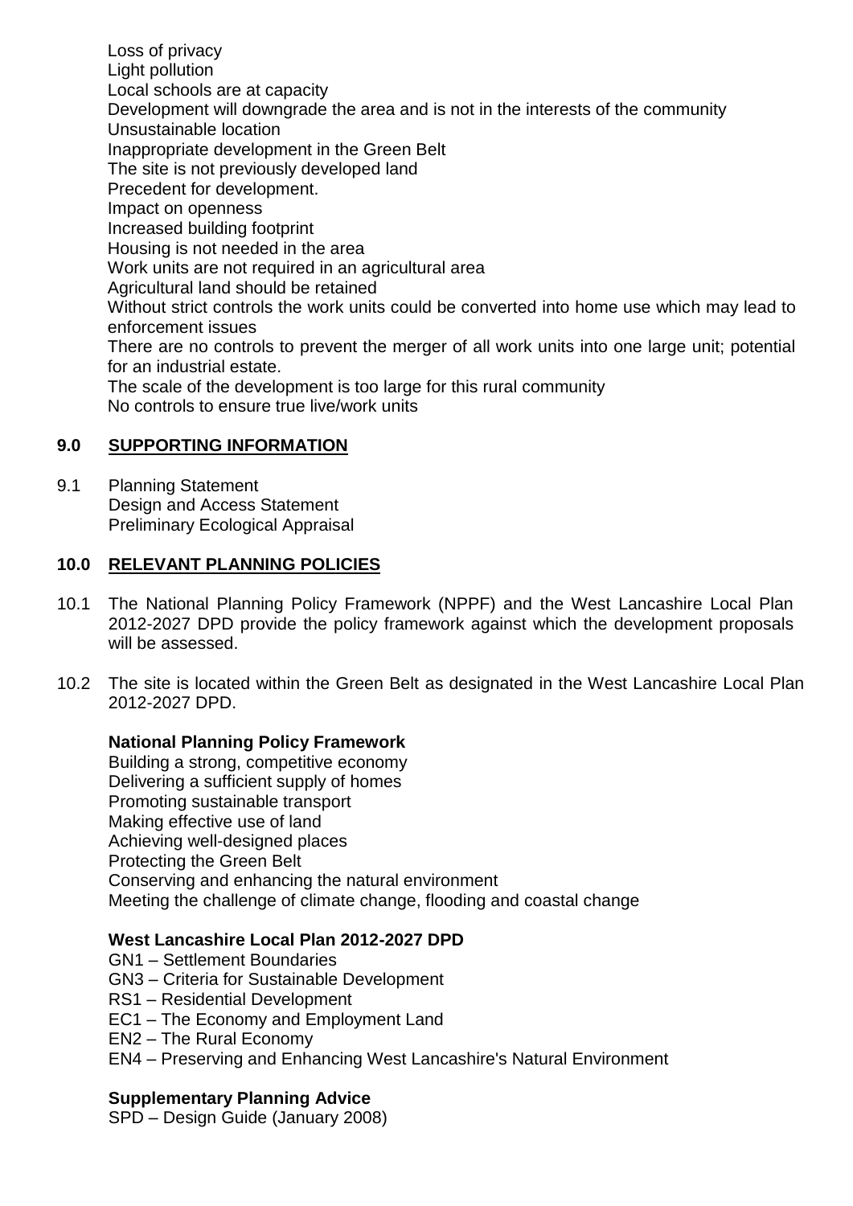Loss of privacy
Light pollution
Local schools are at capacity
Development will downgrade the area and is not in the interests of the community
Unsustainable location
Inappropriate development in the Green Belt
The site is not previously developed land
Precedent for development.
Impact on openness
Increased building footprint
Housing is not needed in the area
Work units are not required in an agricultural area
Agricultural land should be retained
Without strict controls the work units could be converted into home use which may lead to enforcement issues
There are no controls to prevent the merger of all work units into one large unit; potential for an industrial estate.
The scale of the development is too large for this rural community
No controls to ensure true live/work units

## 9.0 SUPPORTING INFORMATION

9.1 Planning Statement
Design and Access Statement
Preliminary Ecological Appraisal

## 10.0 RELEVANT PLANNING POLICIES

10.1 The National Planning Policy Framework (NPPF) and the West Lancashire Local Plan 2012-2027 DPD provide the policy framework against which the development proposals will be assessed.

10.2 The site is located within the Green Belt as designated in the West Lancashire Local Plan 2012-2027 DPD.

**National Planning Policy Framework**
Building a strong, competitive economy
Delivering a sufficient supply of homes
Promoting sustainable transport
Making effective use of land
Achieving well-designed places
Protecting the Green Belt
Conserving and enhancing the natural environment
Meeting the challenge of climate change, flooding and coastal change

**West Lancashire Local Plan 2012-2027 DPD**
GN1 – Settlement Boundaries
GN3 – Criteria for Sustainable Development
RS1 – Residential Development
EC1 – The Economy and Employment Land
EN2 – The Rural Economy
EN4 – Preserving and Enhancing West Lancashire's Natural Environment

**Supplementary Planning Advice**
SPD – Design Guide (January 2008)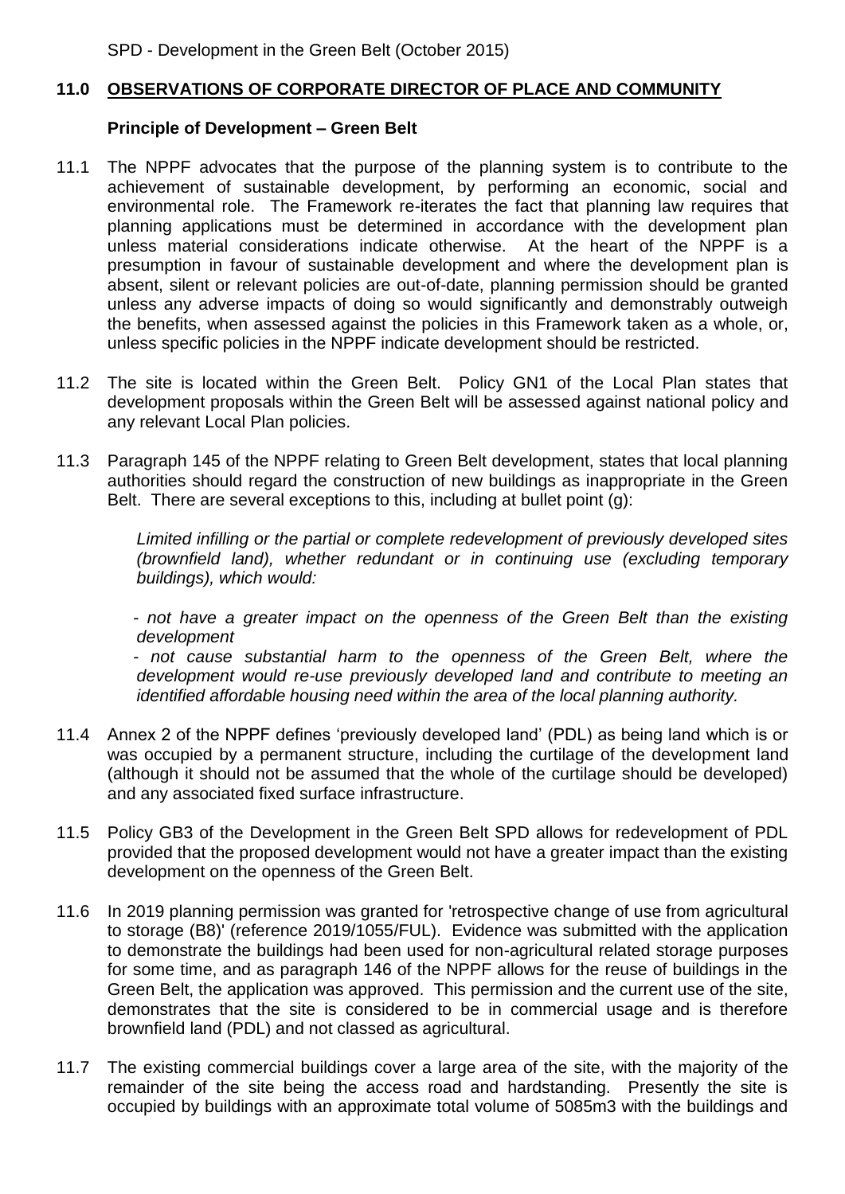SPD - Development in the Green Belt (October 2015)

## 11.0 OBSERVATIONS OF CORPORATE DIRECTOR OF PLACE AND COMMUNITY

### Principle of Development – Green Belt

11.1 The NPPF advocates that the purpose of the planning system is to contribute to the achievement of sustainable development, by performing an economic, social and environmental role. The Framework re-iterates the fact that planning law requires that planning applications must be determined in accordance with the development plan unless material considerations indicate otherwise. At the heart of the NPPF is a presumption in favour of sustainable development and where the development plan is absent, silent or relevant policies are out-of-date, planning permission should be granted unless any adverse impacts of doing so would significantly and demonstrably outweigh the benefits, when assessed against the policies in this Framework taken as a whole, or, unless specific policies in the NPPF indicate development should be restricted.

11.2 The site is located within the Green Belt. Policy GN1 of the Local Plan states that development proposals within the Green Belt will be assessed against national policy and any relevant Local Plan policies.

11.3 Paragraph 145 of the NPPF relating to Green Belt development, states that local planning authorities should regard the construction of new buildings as inappropriate in the Green Belt. There are several exceptions to this, including at bullet point (g):

*Limited infilling or the partial or complete redevelopment of previously developed sites (brownfield land), whether redundant or in continuing use (excluding temporary buildings), which would:*

*- not have a greater impact on the openness of the Green Belt than the existing development*

*- not cause substantial harm to the openness of the Green Belt, where the development would re-use previously developed land and contribute to meeting an identified affordable housing need within the area of the local planning authority.*

11.4 Annex 2 of the NPPF defines 'previously developed land' (PDL) as being land which is or was occupied by a permanent structure, including the curtilage of the development land (although it should not be assumed that the whole of the curtilage should be developed) and any associated fixed surface infrastructure.

11.5 Policy GB3 of the Development in the Green Belt SPD allows for redevelopment of PDL provided that the proposed development would not have a greater impact than the existing development on the openness of the Green Belt.

11.6 In 2019 planning permission was granted for 'retrospective change of use from agricultural to storage (B8)' (reference 2019/1055/FUL). Evidence was submitted with the application to demonstrate the buildings had been used for non-agricultural related storage purposes for some time, and as paragraph 146 of the NPPF allows for the reuse of buildings in the Green Belt, the application was approved. This permission and the current use of the site, demonstrates that the site is considered to be in commercial usage and is therefore brownfield land (PDL) and not classed as agricultural.

11.7 The existing commercial buildings cover a large area of the site, with the majority of the remainder of the site being the access road and hardstanding. Presently the site is occupied by buildings with an approximate total volume of 5085m3 with the buildings and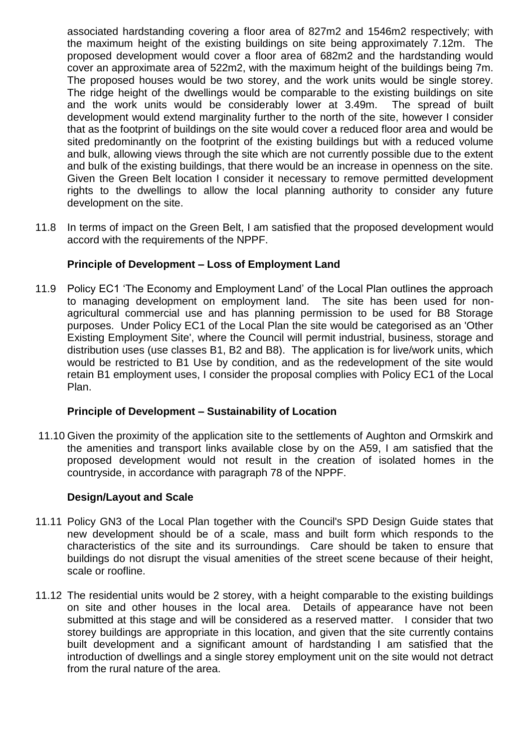associated hardstanding covering a floor area of 827m2 and 1546m2 respectively; with the maximum height of the existing buildings on site being approximately 7.12m. The proposed development would cover a floor area of 682m2 and the hardstanding would cover an approximate area of 522m2, with the maximum height of the buildings being 7m. The proposed houses would be two storey, and the work units would be single storey. The ridge height of the dwellings would be comparable to the existing buildings on site and the work units would be considerably lower at 3.49m. The spread of built development would extend marginality further to the north of the site, however I consider that as the footprint of buildings on the site would cover a reduced floor area and would be sited predominantly on the footprint of the existing buildings but with a reduced volume and bulk, allowing views through the site which are not currently possible due to the extent and bulk of the existing buildings, that there would be an increase in openness on the site. Given the Green Belt location I consider it necessary to remove permitted development rights to the dwellings to allow the local planning authority to consider any future development on the site.

11.8 In terms of impact on the Green Belt, I am satisfied that the proposed development would accord with the requirements of the NPPF.

**Principle of Development – Loss of Employment Land**

11.9 Policy EC1 'The Economy and Employment Land' of the Local Plan outlines the approach to managing development on employment land. The site has been used for non-agricultural commercial use and has planning permission to be used for B8 Storage purposes. Under Policy EC1 of the Local Plan the site would be categorised as an 'Other Existing Employment Site', where the Council will permit industrial, business, storage and distribution uses (use classes B1, B2 and B8). The application is for live/work units, which would be restricted to B1 Use by condition, and as the redevelopment of the site would retain B1 employment uses, I consider the proposal complies with Policy EC1 of the Local Plan.

**Principle of Development – Sustainability of Location**

11.10 Given the proximity of the application site to the settlements of Aughton and Ormskirk and the amenities and transport links available close by on the A59, I am satisfied that the proposed development would not result in the creation of isolated homes in the countryside, in accordance with paragraph 78 of the NPPF.

**Design/Layout and Scale**

11.11 Policy GN3 of the Local Plan together with the Council's SPD Design Guide states that new development should be of a scale, mass and built form which responds to the characteristics of the site and its surroundings. Care should be taken to ensure that buildings do not disrupt the visual amenities of the street scene because of their height, scale or roofline.

11.12 The residential units would be 2 storey, with a height comparable to the existing buildings on site and other houses in the local area. Details of appearance have not been submitted at this stage and will be considered as a reserved matter. I consider that two storey buildings are appropriate in this location, and given that the site currently contains built development and a significant amount of hardstanding I am satisfied that the introduction of dwellings and a single storey employment unit on the site would not detract from the rural nature of the area.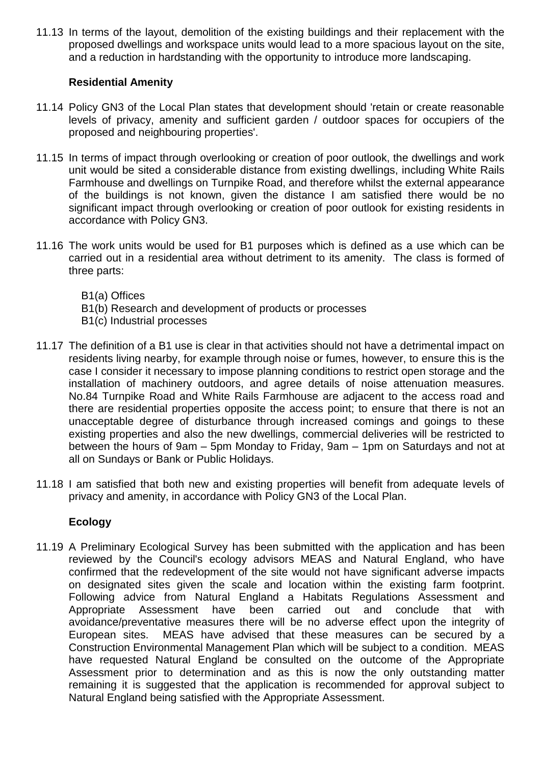11.13 In terms of the layout, demolition of the existing buildings and their replacement with the proposed dwellings and workspace units would lead to a more spacious layout on the site, and a reduction in hardstanding with the opportunity to introduce more landscaping.

**Residential Amenity**

11.14 Policy GN3 of the Local Plan states that development should 'retain or create reasonable levels of privacy, amenity and sufficient garden / outdoor spaces for occupiers of the proposed and neighbouring properties'.

11.15 In terms of impact through overlooking or creation of poor outlook, the dwellings and work unit would be sited a considerable distance from existing dwellings, including White Rails Farmhouse and dwellings on Turnpike Road, and therefore whilst the external appearance of the buildings is not known, given the distance I am satisfied there would be no significant impact through overlooking or creation of poor outlook for existing residents in accordance with Policy GN3.

11.16 The work units would be used for B1 purposes which is defined as a use which can be carried out in a residential area without detriment to its amenity. The class is formed of three parts:

B1(a) Offices
B1(b) Research and development of products or processes
B1(c) Industrial processes

11.17 The definition of a B1 use is clear in that activities should not have a detrimental impact on residents living nearby, for example through noise or fumes, however, to ensure this is the case I consider it necessary to impose planning conditions to restrict open storage and the installation of machinery outdoors, and agree details of noise attenuation measures. No.84 Turnpike Road and White Rails Farmhouse are adjacent to the access road and there are residential properties opposite the access point; to ensure that there is not an unacceptable degree of disturbance through increased comings and goings to these existing properties and also the new dwellings, commercial deliveries will be restricted to between the hours of 9am – 5pm Monday to Friday, 9am – 1pm on Saturdays and not at all on Sundays or Bank or Public Holidays.

11.18 I am satisfied that both new and existing properties will benefit from adequate levels of privacy and amenity, in accordance with Policy GN3 of the Local Plan.

**Ecology**

11.19 A Preliminary Ecological Survey has been submitted with the application and has been reviewed by the Council's ecology advisors MEAS and Natural England, who have confirmed that the redevelopment of the site would not have significant adverse impacts on designated sites given the scale and location within the existing farm footprint. Following advice from Natural England a Habitats Regulations Assessment and Appropriate Assessment have been carried out and conclude that with avoidance/preventative measures there will be no adverse effect upon the integrity of European sites. MEAS have advised that these measures can be secured by a Construction Environmental Management Plan which will be subject to a condition. MEAS have requested Natural England be consulted on the outcome of the Appropriate Assessment prior to determination and as this is now the only outstanding matter remaining it is suggested that the application is recommended for approval subject to Natural England being satisfied with the Appropriate Assessment.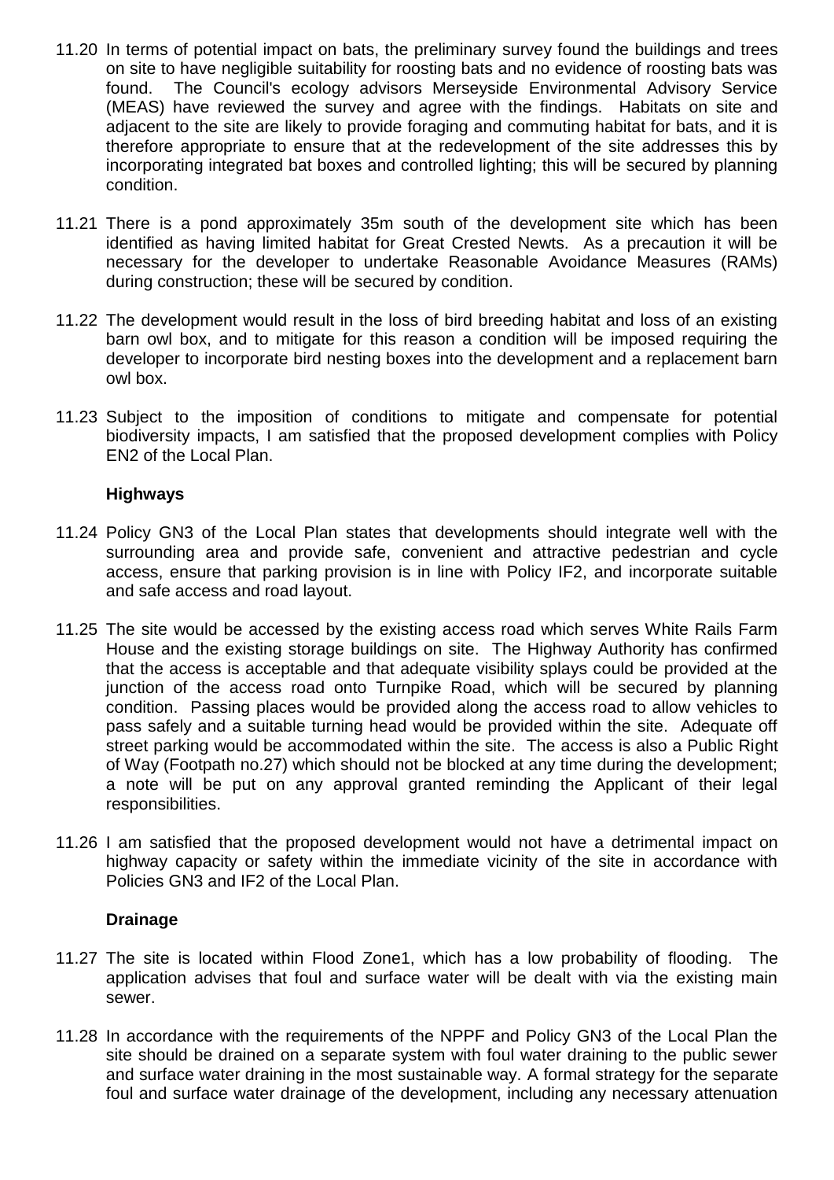11.20 In terms of potential impact on bats, the preliminary survey found the buildings and trees on site to have negligible suitability for roosting bats and no evidence of roosting bats was found. The Council's ecology advisors Merseyside Environmental Advisory Service (MEAS) have reviewed the survey and agree with the findings. Habitats on site and adjacent to the site are likely to provide foraging and commuting habitat for bats, and it is therefore appropriate to ensure that at the redevelopment of the site addresses this by incorporating integrated bat boxes and controlled lighting; this will be secured by planning condition.

11.21 There is a pond approximately 35m south of the development site which has been identified as having limited habitat for Great Crested Newts. As a precaution it will be necessary for the developer to undertake Reasonable Avoidance Measures (RAMs) during construction; these will be secured by condition.

11.22 The development would result in the loss of bird breeding habitat and loss of an existing barn owl box, and to mitigate for this reason a condition will be imposed requiring the developer to incorporate bird nesting boxes into the development and a replacement barn owl box.

11.23 Subject to the imposition of conditions to mitigate and compensate for potential biodiversity impacts, I am satisfied that the proposed development complies with Policy EN2 of the Local Plan.

**Highways**

11.24 Policy GN3 of the Local Plan states that developments should integrate well with the surrounding area and provide safe, convenient and attractive pedestrian and cycle access, ensure that parking provision is in line with Policy IF2, and incorporate suitable and safe access and road layout.

11.25 The site would be accessed by the existing access road which serves White Rails Farm House and the existing storage buildings on site. The Highway Authority has confirmed that the access is acceptable and that adequate visibility splays could be provided at the junction of the access road onto Turnpike Road, which will be secured by planning condition. Passing places would be provided along the access road to allow vehicles to pass safely and a suitable turning head would be provided within the site. Adequate off street parking would be accommodated within the site. The access is also a Public Right of Way (Footpath no.27) which should not be blocked at any time during the development; a note will be put on any approval granted reminding the Applicant of their legal responsibilities.

11.26 I am satisfied that the proposed development would not have a detrimental impact on highway capacity or safety within the immediate vicinity of the site in accordance with Policies GN3 and IF2 of the Local Plan.

**Drainage**

11.27 The site is located within Flood Zone1, which has a low probability of flooding. The application advises that foul and surface water will be dealt with via the existing main sewer.

11.28 In accordance with the requirements of the NPPF and Policy GN3 of the Local Plan the site should be drained on a separate system with foul water draining to the public sewer and surface water draining in the most sustainable way. A formal strategy for the separate foul and surface water drainage of the development, including any necessary attenuation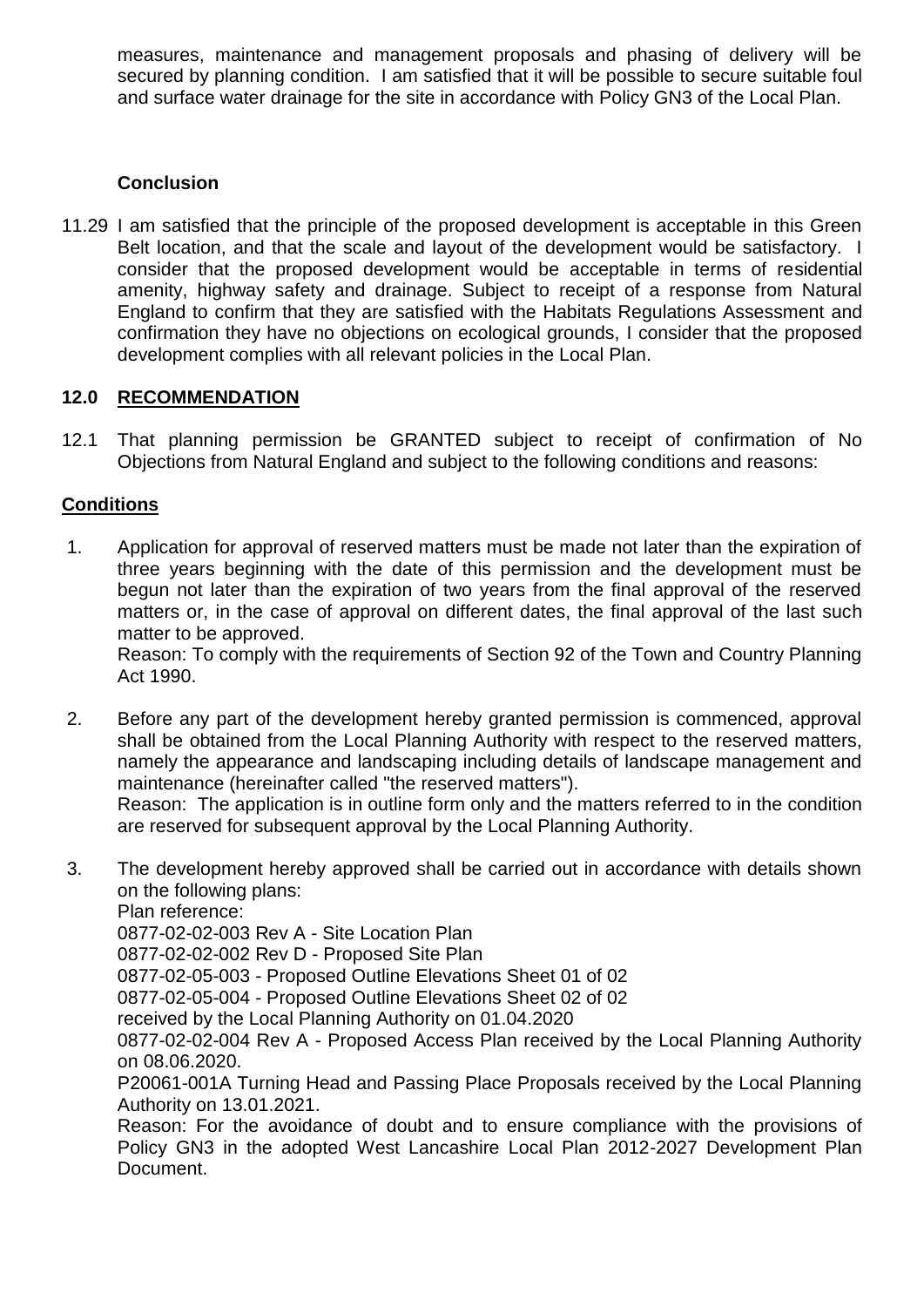measures, maintenance and management proposals and phasing of delivery will be secured by planning condition. I am satisfied that it will be possible to secure suitable foul and surface water drainage for the site in accordance with Policy GN3 of the Local Plan.

**Conclusion**

11.29 I am satisfied that the principle of the proposed development is acceptable in this Green Belt location, and that the scale and layout of the development would be satisfactory. I consider that the proposed development would be acceptable in terms of residential amenity, highway safety and drainage. Subject to receipt of a response from Natural England to confirm that they are satisfied with the Habitats Regulations Assessment and confirmation they have no objections on ecological grounds, I consider that the proposed development complies with all relevant policies in the Local Plan.

## 12.0 RECOMMENDATION

12.1 That planning permission be GRANTED subject to receipt of confirmation of No Objections from Natural England and subject to the following conditions and reasons:

**Conditions**

1. Application for approval of reserved matters must be made not later than the expiration of three years beginning with the date of this permission and the development must be begun not later than the expiration of two years from the final approval of the reserved matters or, in the case of approval on different dates, the final approval of the last such matter to be approved.
   Reason: To comply with the requirements of Section 92 of the Town and Country Planning Act 1990.

2. Before any part of the development hereby granted permission is commenced, approval shall be obtained from the Local Planning Authority with respect to the reserved matters, namely the appearance and landscaping including details of landscape management and maintenance (hereinafter called "the reserved matters").
   Reason: The application is in outline form only and the matters referred to in the condition are reserved for subsequent approval by the Local Planning Authority.

3. The development hereby approved shall be carried out in accordance with details shown on the following plans:
   Plan reference:
   0877-02-02-003 Rev A - Site Location Plan
   0877-02-02-002 Rev D - Proposed Site Plan
   0877-02-05-003 - Proposed Outline Elevations Sheet 01 of 02
   0877-02-05-004 - Proposed Outline Elevations Sheet 02 of 02
   received by the Local Planning Authority on 01.04.2020
   0877-02-02-004 Rev A - Proposed Access Plan received by the Local Planning Authority on 08.06.2020.
   P20061-001A Turning Head and Passing Place Proposals received by the Local Planning Authority on 13.01.2021.
   Reason: For the avoidance of doubt and to ensure compliance with the provisions of Policy GN3 in the adopted West Lancashire Local Plan 2012-2027 Development Plan Document.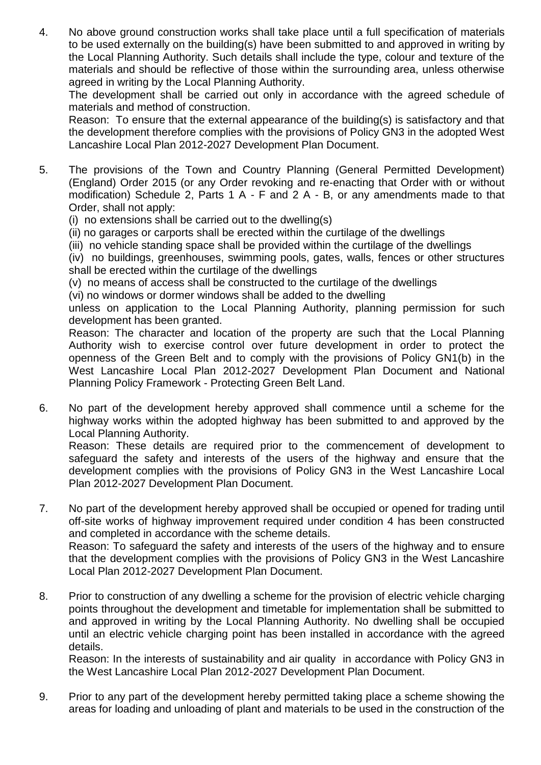4. No above ground construction works shall take place until a full specification of materials to be used externally on the building(s) have been submitted to and approved in writing by the Local Planning Authority. Such details shall include the type, colour and texture of the materials and should be reflective of those within the surrounding area, unless otherwise agreed in writing by the Local Planning Authority.
   The development shall be carried out only in accordance with the agreed schedule of materials and method of construction.
   Reason: To ensure that the external appearance of the building(s) is satisfactory and that the development therefore complies with the provisions of Policy GN3 in the adopted West Lancashire Local Plan 2012-2027 Development Plan Document.

5. The provisions of the Town and Country Planning (General Permitted Development) (England) Order 2015 (or any Order revoking and re-enacting that Order with or without modification) Schedule 2, Parts 1 A - F and 2 A - B, or any amendments made to that Order, shall not apply:
   (i) no extensions shall be carried out to the dwelling(s)
   (ii) no garages or carports shall be erected within the curtilage of the dwellings
   (iii) no vehicle standing space shall be provided within the curtilage of the dwellings
   (iv) no buildings, greenhouses, swimming pools, gates, walls, fences or other structures shall be erected within the curtilage of the dwellings
   (v) no means of access shall be constructed to the curtilage of the dwellings
   (vi) no windows or dormer windows shall be added to the dwelling
   unless on application to the Local Planning Authority, planning permission for such development has been granted.
   Reason: The character and location of the property are such that the Local Planning Authority wish to exercise control over future development in order to protect the openness of the Green Belt and to comply with the provisions of Policy GN1(b) in the West Lancashire Local Plan 2012-2027 Development Plan Document and National Planning Policy Framework - Protecting Green Belt Land.

6. No part of the development hereby approved shall commence until a scheme for the highway works within the adopted highway has been submitted to and approved by the Local Planning Authority.
   Reason: These details are required prior to the commencement of development to safeguard the safety and interests of the users of the highway and ensure that the development complies with the provisions of Policy GN3 in the West Lancashire Local Plan 2012-2027 Development Plan Document.

7. No part of the development hereby approved shall be occupied or opened for trading until off-site works of highway improvement required under condition 4 has been constructed and completed in accordance with the scheme details.
   Reason: To safeguard the safety and interests of the users of the highway and to ensure that the development complies with the provisions of Policy GN3 in the West Lancashire Local Plan 2012-2027 Development Plan Document.

8. Prior to construction of any dwelling a scheme for the provision of electric vehicle charging points throughout the development and timetable for implementation shall be submitted to and approved in writing by the Local Planning Authority. No dwelling shall be occupied until an electric vehicle charging point has been installed in accordance with the agreed details.
   Reason: In the interests of sustainability and air quality in accordance with Policy GN3 in the West Lancashire Local Plan 2012-2027 Development Plan Document.

9. Prior to any part of the development hereby permitted taking place a scheme showing the areas for loading and unloading of plant and materials to be used in the construction of the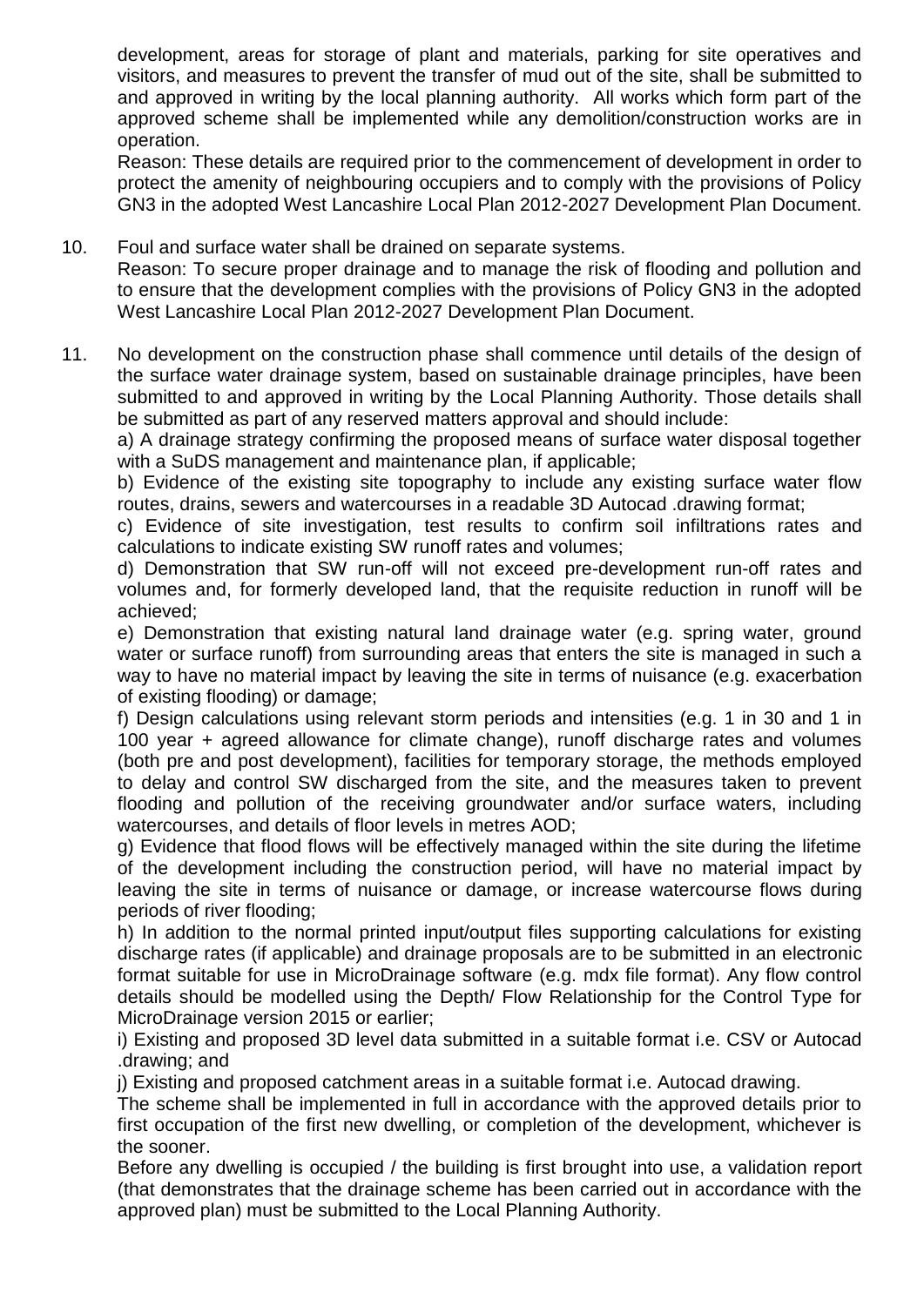development, areas for storage of plant and materials, parking for site operatives and visitors, and measures to prevent the transfer of mud out of the site, shall be submitted to and approved in writing by the local planning authority. All works which form part of the approved scheme shall be implemented while any demolition/construction works are in operation.

Reason: These details are required prior to the commencement of development in order to protect the amenity of neighbouring occupiers and to comply with the provisions of Policy GN3 in the adopted West Lancashire Local Plan 2012-2027 Development Plan Document.

10. Foul and surface water shall be drained on separate systems.

    Reason: To secure proper drainage and to manage the risk of flooding and pollution and to ensure that the development complies with the provisions of Policy GN3 in the adopted West Lancashire Local Plan 2012-2027 Development Plan Document.

11. No development on the construction phase shall commence until details of the design of the surface water drainage system, based on sustainable drainage principles, have been submitted to and approved in writing by the Local Planning Authority. Those details shall be submitted as part of any reserved matters approval and should include:

    a) A drainage strategy confirming the proposed means of surface water disposal together with a SuDS management and maintenance plan, if applicable;

    b) Evidence of the existing site topography to include any existing surface water flow routes, drains, sewers and watercourses in a readable 3D Autocad .drawing format;

    c) Evidence of site investigation, test results to confirm soil infiltrations rates and calculations to indicate existing SW runoff rates and volumes;

    d) Demonstration that SW run-off will not exceed pre-development run-off rates and volumes and, for formerly developed land, that the requisite reduction in runoff will be achieved;

    e) Demonstration that existing natural land drainage water (e.g. spring water, ground water or surface runoff) from surrounding areas that enters the site is managed in such a way to have no material impact by leaving the site in terms of nuisance (e.g. exacerbation of existing flooding) or damage;

    f) Design calculations using relevant storm periods and intensities (e.g. 1 in 30 and 1 in 100 year + agreed allowance for climate change), runoff discharge rates and volumes (both pre and post development), facilities for temporary storage, the methods employed to delay and control SW discharged from the site, and the measures taken to prevent flooding and pollution of the receiving groundwater and/or surface waters, including watercourses, and details of floor levels in metres AOD;

    g) Evidence that flood flows will be effectively managed within the site during the lifetime of the development including the construction period, will have no material impact by leaving the site in terms of nuisance or damage, or increase watercourse flows during periods of river flooding;

    h) In addition to the normal printed input/output files supporting calculations for existing discharge rates (if applicable) and drainage proposals are to be submitted in an electronic format suitable for use in MicroDrainage software (e.g. mdx file format). Any flow control details should be modelled using the Depth/ Flow Relationship for the Control Type for MicroDrainage version 2015 or earlier;

    i) Existing and proposed 3D level data submitted in a suitable format i.e. CSV or Autocad .drawing; and

    j) Existing and proposed catchment areas in a suitable format i.e. Autocad drawing.

    The scheme shall be implemented in full in accordance with the approved details prior to first occupation of the first new dwelling, or completion of the development, whichever is the sooner.

    Before any dwelling is occupied / the building is first brought into use, a validation report (that demonstrates that the drainage scheme has been carried out in accordance with the approved plan) must be submitted to the Local Planning Authority.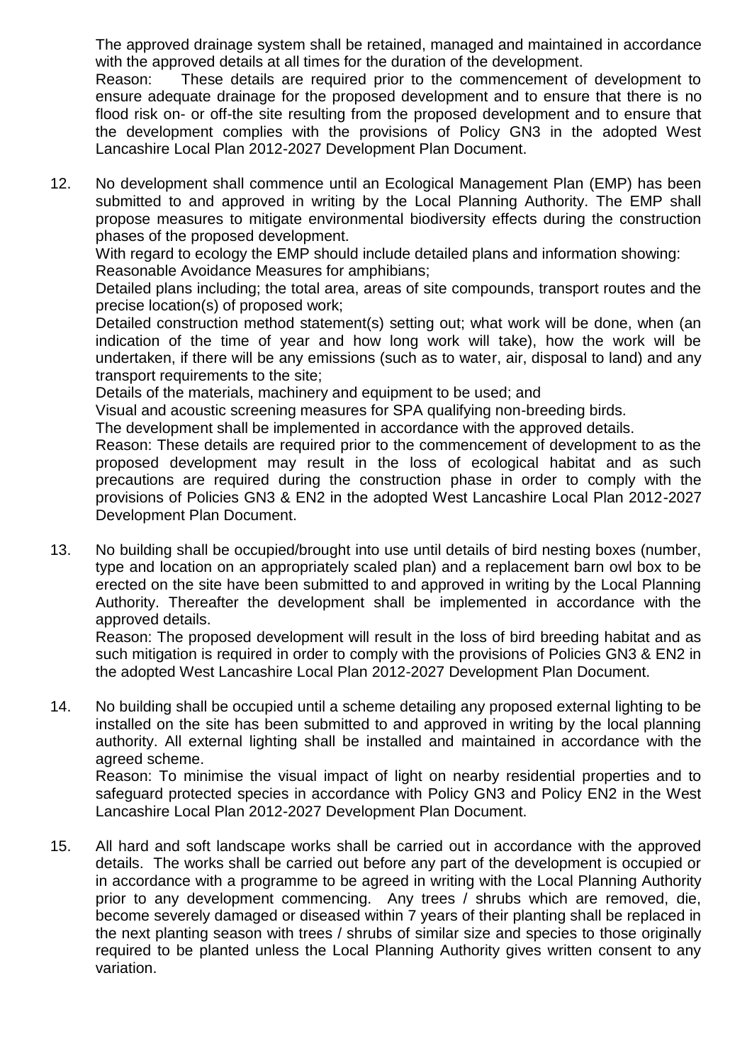The approved drainage system shall be retained, managed and maintained in accordance with the approved details at all times for the duration of the development.

Reason: These details are required prior to the commencement of development to ensure adequate drainage for the proposed development and to ensure that there is no flood risk on- or off-the site resulting from the proposed development and to ensure that the development complies with the provisions of Policy GN3 in the adopted West Lancashire Local Plan 2012-2027 Development Plan Document.

12. No development shall commence until an Ecological Management Plan (EMP) has been submitted to and approved in writing by the Local Planning Authority. The EMP shall propose measures to mitigate environmental biodiversity effects during the construction phases of the proposed development.

    With regard to ecology the EMP should include detailed plans and information showing:

    Reasonable Avoidance Measures for amphibians;

    Detailed plans including; the total area, areas of site compounds, transport routes and the precise location(s) of proposed work;

    Detailed construction method statement(s) setting out; what work will be done, when (an indication of the time of year and how long work will take), how the work will be undertaken, if there will be any emissions (such as to water, air, disposal to land) and any transport requirements to the site;

    Details of the materials, machinery and equipment to be used; and

    Visual and acoustic screening measures for SPA qualifying non-breeding birds.

    The development shall be implemented in accordance with the approved details.

    Reason: These details are required prior to the commencement of development to as the proposed development may result in the loss of ecological habitat and as such precautions are required during the construction phase in order to comply with the provisions of Policies GN3 & EN2 in the adopted West Lancashire Local Plan 2012-2027 Development Plan Document.

13. No building shall be occupied/brought into use until details of bird nesting boxes (number, type and location on an appropriately scaled plan) and a replacement barn owl box to be erected on the site have been submitted to and approved in writing by the Local Planning Authority. Thereafter the development shall be implemented in accordance with the approved details.

    Reason: The proposed development will result in the loss of bird breeding habitat and as such mitigation is required in order to comply with the provisions of Policies GN3 & EN2 in the adopted West Lancashire Local Plan 2012-2027 Development Plan Document.

14. No building shall be occupied until a scheme detailing any proposed external lighting to be installed on the site has been submitted to and approved in writing by the local planning authority. All external lighting shall be installed and maintained in accordance with the agreed scheme.

    Reason: To minimise the visual impact of light on nearby residential properties and to safeguard protected species in accordance with Policy GN3 and Policy EN2 in the West Lancashire Local Plan 2012-2027 Development Plan Document.

15. All hard and soft landscape works shall be carried out in accordance with the approved details. The works shall be carried out before any part of the development is occupied or in accordance with a programme to be agreed in writing with the Local Planning Authority prior to any development commencing. Any trees / shrubs which are removed, die, become severely damaged or diseased within 7 years of their planting shall be replaced in the next planting season with trees / shrubs of similar size and species to those originally required to be planted unless the Local Planning Authority gives written consent to any variation.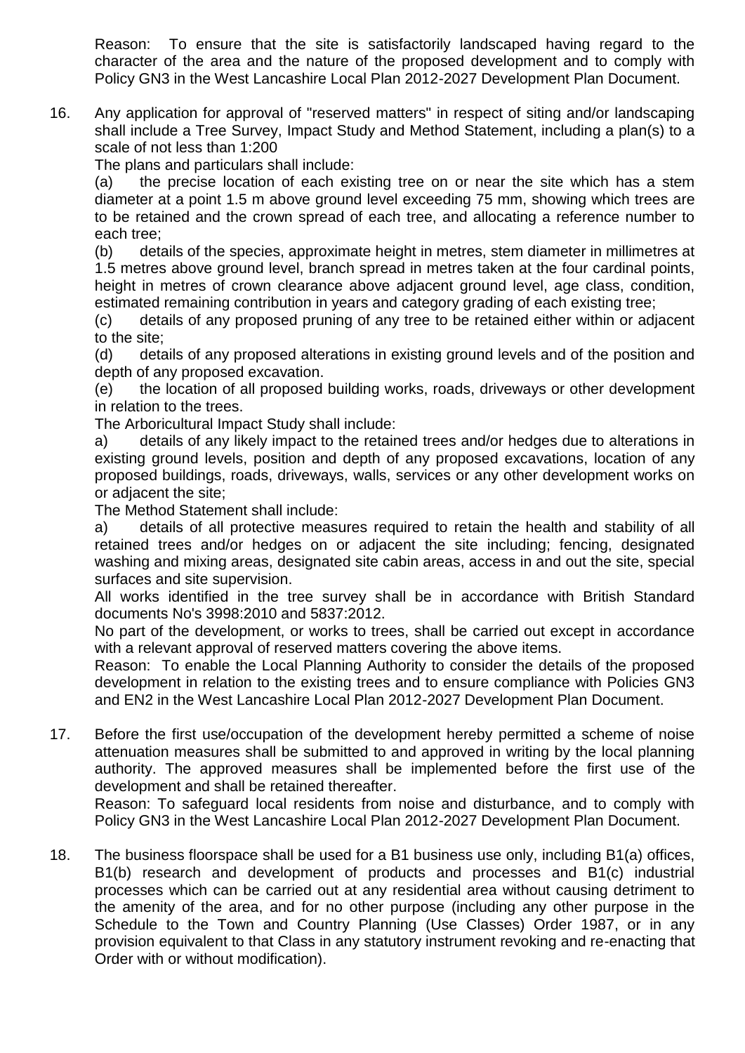Reason: To ensure that the site is satisfactorily landscaped having regard to the character of the area and the nature of the proposed development and to comply with Policy GN3 in the West Lancashire Local Plan 2012-2027 Development Plan Document.

16. Any application for approval of "reserved matters" in respect of siting and/or landscaping shall include a Tree Survey, Impact Study and Method Statement, including a plan(s) to a scale of not less than 1:200

    The plans and particulars shall include:

    (a) the precise location of each existing tree on or near the site which has a stem diameter at a point 1.5 m above ground level exceeding 75 mm, showing which trees are to be retained and the crown spread of each tree, and allocating a reference number to each tree;

    (b) details of the species, approximate height in metres, stem diameter in millimetres at 1.5 metres above ground level, branch spread in metres taken at the four cardinal points, height in metres of crown clearance above adjacent ground level, age class, condition, estimated remaining contribution in years and category grading of each existing tree;

    (c) details of any proposed pruning of any tree to be retained either within or adjacent to the site;

    (d) details of any proposed alterations in existing ground levels and of the position and depth of any proposed excavation.

    (e) the location of all proposed building works, roads, driveways or other development in relation to the trees.

    The Arboricultural Impact Study shall include:

    a) details of any likely impact to the retained trees and/or hedges due to alterations in existing ground levels, position and depth of any proposed excavations, location of any proposed buildings, roads, driveways, walls, services or any other development works on or adjacent the site;

    The Method Statement shall include:

    a) details of all protective measures required to retain the health and stability of all retained trees and/or hedges on or adjacent the site including; fencing, designated washing and mixing areas, designated site cabin areas, access in and out the site, special surfaces and site supervision.

    All works identified in the tree survey shall be in accordance with British Standard documents No's 3998:2010 and 5837:2012.

    No part of the development, or works to trees, shall be carried out except in accordance with a relevant approval of reserved matters covering the above items.

    Reason: To enable the Local Planning Authority to consider the details of the proposed development in relation to the existing trees and to ensure compliance with Policies GN3 and EN2 in the West Lancashire Local Plan 2012-2027 Development Plan Document.

17. Before the first use/occupation of the development hereby permitted a scheme of noise attenuation measures shall be submitted to and approved in writing by the local planning authority. The approved measures shall be implemented before the first use of the development and shall be retained thereafter.

    Reason: To safeguard local residents from noise and disturbance, and to comply with Policy GN3 in the West Lancashire Local Plan 2012-2027 Development Plan Document.

18. The business floorspace shall be used for a B1 business use only, including B1(a) offices, B1(b) research and development of products and processes and B1(c) industrial processes which can be carried out at any residential area without causing detriment to the amenity of the area, and for no other purpose (including any other purpose in the Schedule to the Town and Country Planning (Use Classes) Order 1987, or in any provision equivalent to that Class in any statutory instrument revoking and re-enacting that Order with or without modification).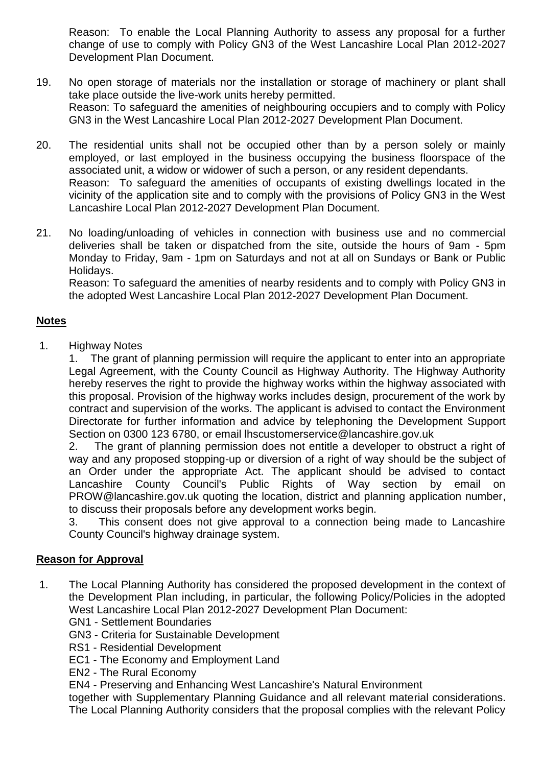Reason: To enable the Local Planning Authority to assess any proposal for a further change of use to comply with Policy GN3 of the West Lancashire Local Plan 2012-2027 Development Plan Document.

19. No open storage of materials nor the installation or storage of machinery or plant shall take place outside the live-work units hereby permitted.
    Reason: To safeguard the amenities of neighbouring occupiers and to comply with Policy GN3 in the West Lancashire Local Plan 2012-2027 Development Plan Document.

20. The residential units shall not be occupied other than by a person solely or mainly employed, or last employed in the business occupying the business floorspace of the associated unit, a widow or widower of such a person, or any resident dependants.
    Reason: To safeguard the amenities of occupants of existing dwellings located in the vicinity of the application site and to comply with the provisions of Policy GN3 in the West Lancashire Local Plan 2012-2027 Development Plan Document.

21. No loading/unloading of vehicles in connection with business use and no commercial deliveries shall be taken or dispatched from the site, outside the hours of 9am - 5pm Monday to Friday, 9am - 1pm on Saturdays and not at all on Sundays or Bank or Public Holidays.
    Reason: To safeguard the amenities of nearby residents and to comply with Policy GN3 in the adopted West Lancashire Local Plan 2012-2027 Development Plan Document.

## Notes

1. Highway Notes

   1. The grant of planning permission will require the applicant to enter into an appropriate Legal Agreement, with the County Council as Highway Authority. The Highway Authority hereby reserves the right to provide the highway works within the highway associated with this proposal. Provision of the highway works includes design, procurement of the work by contract and supervision of the works. The applicant is advised to contact the Environment Directorate for further information and advice by telephoning the Development Support Section on 0300 123 6780, or email lhscustomerservice@lancashire.gov.uk
   2. The grant of planning permission does not entitle a developer to obstruct a right of way and any proposed stopping-up or diversion of a right of way should be the subject of an Order under the appropriate Act. The applicant should be advised to contact Lancashire County Council's Public Rights of Way section by email on PROW@lancashire.gov.uk quoting the location, district and planning application number, to discuss their proposals before any development works begin.
   3. This consent does not give approval to a connection being made to Lancashire County Council's highway drainage system.

## Reason for Approval

1. The Local Planning Authority has considered the proposed development in the context of the Development Plan including, in particular, the following Policy/Policies in the adopted West Lancashire Local Plan 2012-2027 Development Plan Document:
   GN1 - Settlement Boundaries
   GN3 - Criteria for Sustainable Development
   RS1 - Residential Development
   EC1 - The Economy and Employment Land
   EN2 - The Rural Economy
   EN4 - Preserving and Enhancing West Lancashire's Natural Environment
   together with Supplementary Planning Guidance and all relevant material considerations. The Local Planning Authority considers that the proposal complies with the relevant Policy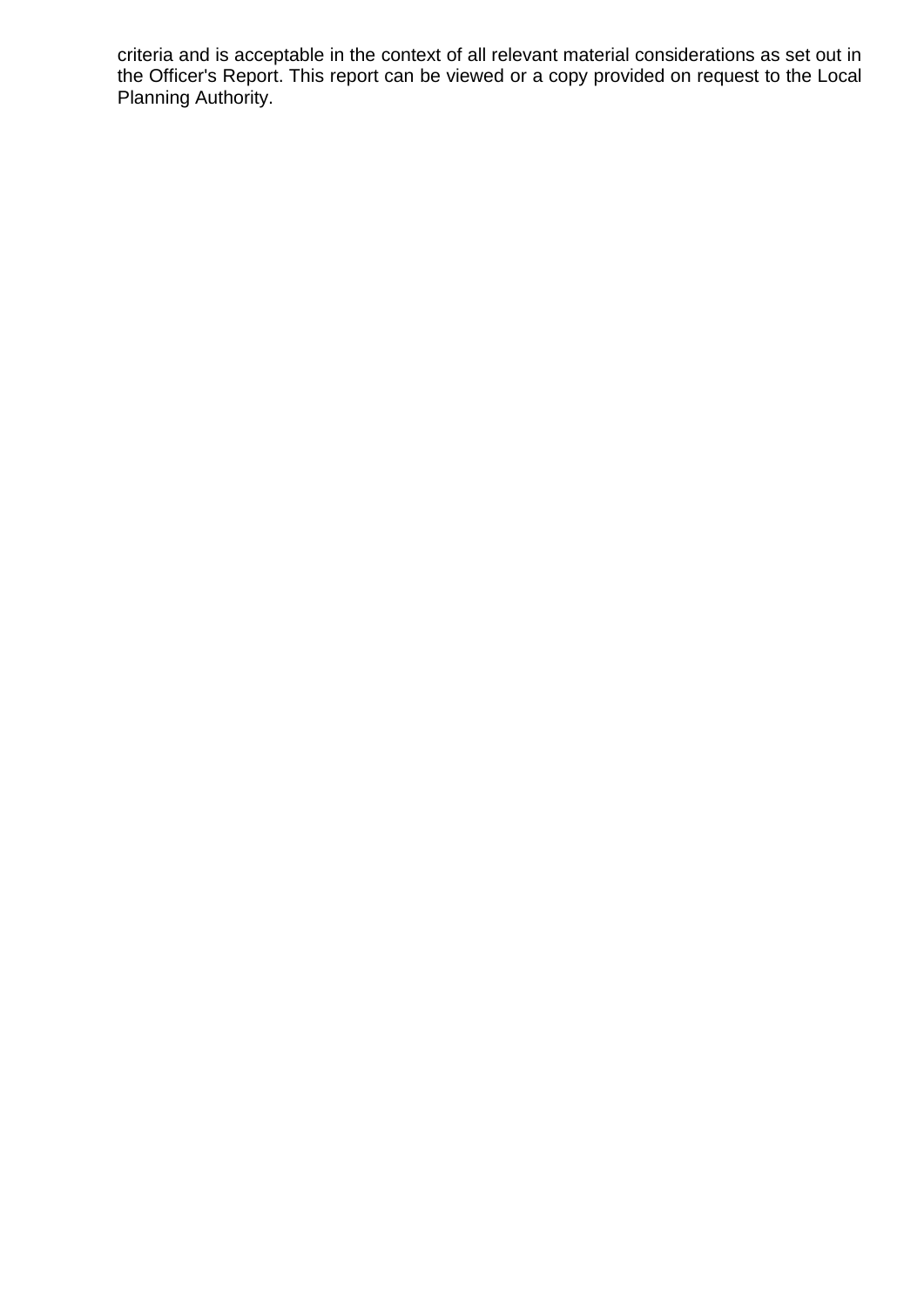criteria and is acceptable in the context of all relevant material considerations as set out in the Officer's Report. This report can be viewed or a copy provided on request to the Local Planning Authority.